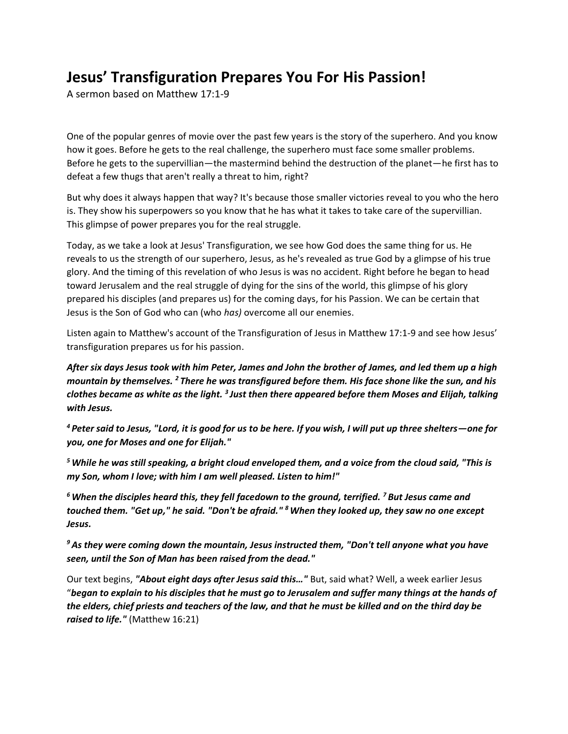# Jesus' Transfiguration Prepares You For His Passion!

A sermon based on Matthew 17:1-9

One of the popular genres of movie over the past few years is the story of the superhero. And you know how it goes. Before he gets to the real challenge, the superhero must face some smaller problems. Before he gets to the supervillian—the mastermind behind the destruction of the planet—he first has to defeat a few thugs that aren't really a threat to him, right?

But why does it always happen that way? It's because those smaller victories reveal to you who the hero is. They show his superpowers so you know that he has what it takes to take care of the supervillian. This glimpse of power prepares you for the real struggle.

Today, as we take a look at Jesus' Transfiguration, we see how God does the same thing for us. He reveals to us the strength of our superhero, Jesus, as he's revealed as true God by a glimpse of his true glory. And the timing of this revelation of who Jesus is was no accident. Right before he began to head toward Jerusalem and the real struggle of dying for the sins of the world, this glimpse of his glory prepared his disciples (and prepares us) for the coming days, for his Passion. We can be certain that Jesus is the Son of God who can (who *has)* overcome all our enemies.

Listen again to Matthew's account of the Transfiguration of Jesus in Matthew 17:1-9 and see how Jesus' transfiguration prepares us for his passion.

***After six days Jesus took with him Peter, James and John the brother of James, and led them up a high mountain by themselves. [2] There he was transfigured before them. His face shone like the sun, and his clothes became as white as the light. [3] Just then there appeared before them Moses and Elijah, talking with Jesus.***

***[4] Peter said to Jesus, "Lord, it is good for us to be here. If you wish, I will put up three shelters—one for you, one for Moses and one for Elijah."***

***[5] While he was still speaking, a bright cloud enveloped them, and a voice from the cloud said, "This is my Son, whom I love; with him I am well pleased. Listen to him!"***

***[6] When the disciples heard this, they fell facedown to the ground, terrified. [7] But Jesus came and touched them. "Get up," he said. "Don't be afraid." [8] When they looked up, they saw no one except Jesus.***

***[9] As they were coming down the mountain, Jesus instructed them, "Don't tell anyone what you have seen, until the Son of Man has been raised from the dead."***

Our text begins, ***"About eight days after Jesus said this…"*** But, said what? Well, a week earlier Jesus "***began to explain to his disciples that he must go to Jerusalem and suffer many things at the hands of the elders, chief priests and teachers of the law, and that he must be killed and on the third day be raised to life."*** (Matthew 16:21)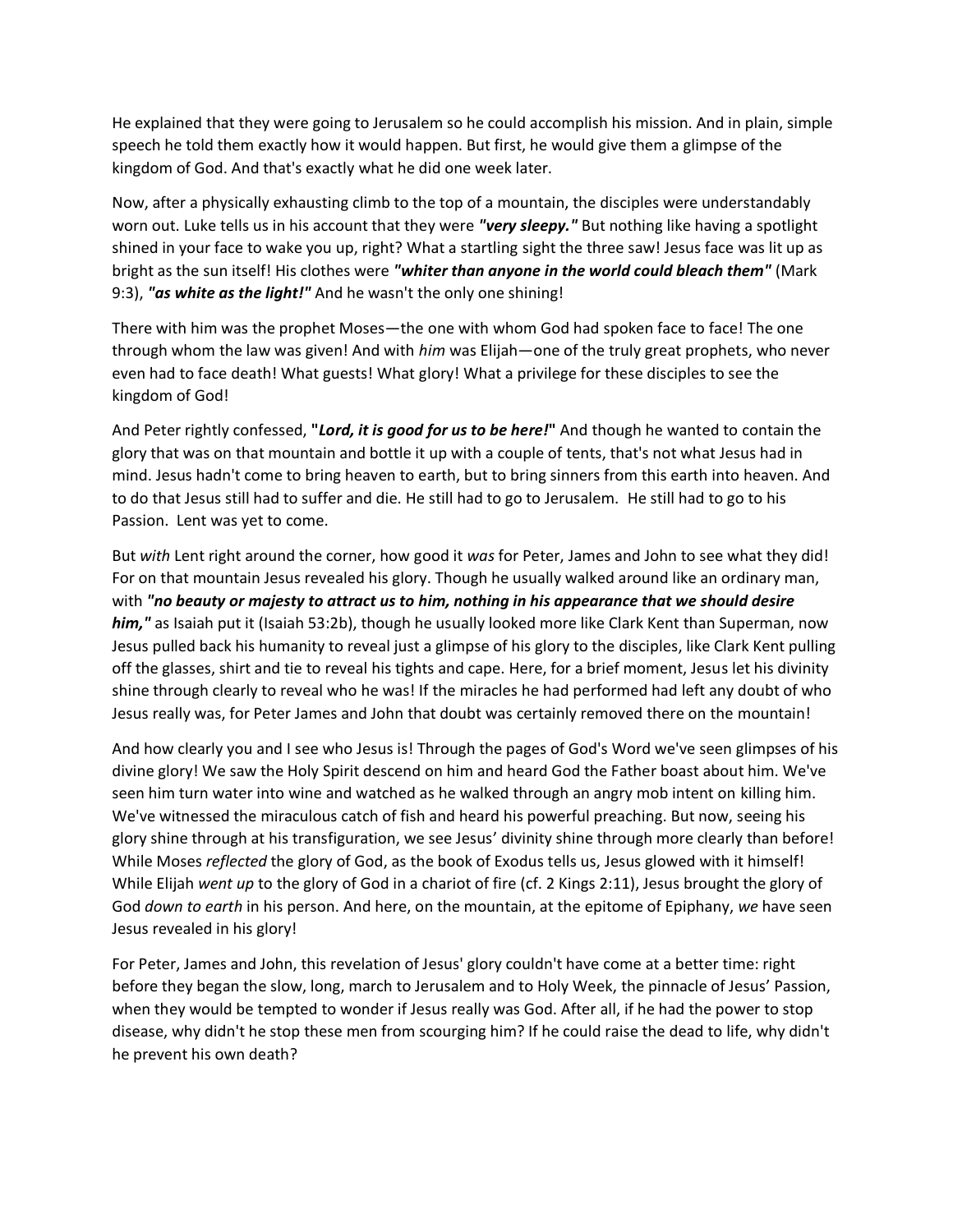He explained that they were going to Jerusalem so he could accomplish his mission. And in plain, simple speech he told them exactly how it would happen. But first, he would give them a glimpse of the kingdom of God. And that's exactly what he did one week later.

Now, after a physically exhausting climb to the top of a mountain, the disciples were understandably worn out. Luke tells us in his account that they were ***"very sleepy."*** But nothing like having a spotlight shined in your face to wake you up, right? What a startling sight the three saw! Jesus face was lit up as bright as the sun itself! His clothes were ***"whiter than anyone in the world could bleach them"*** (Mark 9:3), ***"as white as the light!"*** And he wasn't the only one shining!

There with him was the prophet Moses—the one with whom God had spoken face to face! The one through whom the law was given! And with *him* was Elijah—one of the truly great prophets, who never even had to face death! What guests! What glory! What a privilege for these disciples to see the kingdom of God!

And Peter rightly confessed, **"*Lord, it is good for us to be here!*"** And though he wanted to contain the glory that was on that mountain and bottle it up with a couple of tents, that's not what Jesus had in mind. Jesus hadn't come to bring heaven to earth, but to bring sinners from this earth into heaven. And to do that Jesus still had to suffer and die. He still had to go to Jerusalem. He still had to go to his Passion. Lent was yet to come.

But *with* Lent right around the corner, how good it *was* for Peter, James and John to see what they did! For on that mountain Jesus revealed his glory. Though he usually walked around like an ordinary man, with ***"no beauty or majesty to attract us to him, nothing in his appearance that we should desire him,"*** as Isaiah put it (Isaiah 53:2b), though he usually looked more like Clark Kent than Superman, now Jesus pulled back his humanity to reveal just a glimpse of his glory to the disciples, like Clark Kent pulling off the glasses, shirt and tie to reveal his tights and cape. Here, for a brief moment, Jesus let his divinity shine through clearly to reveal who he was! If the miracles he had performed had left any doubt of who Jesus really was, for Peter James and John that doubt was certainly removed there on the mountain!

And how clearly you and I see who Jesus is! Through the pages of God's Word we've seen glimpses of his divine glory! We saw the Holy Spirit descend on him and heard God the Father boast about him. We've seen him turn water into wine and watched as he walked through an angry mob intent on killing him. We've witnessed the miraculous catch of fish and heard his powerful preaching. But now, seeing his glory shine through at his transfiguration, we see Jesus' divinity shine through more clearly than before! While Moses *reflected* the glory of God, as the book of Exodus tells us, Jesus glowed with it himself! While Elijah *went up* to the glory of God in a chariot of fire (cf. 2 Kings 2:11), Jesus brought the glory of God *down to earth* in his person. And here, on the mountain, at the epitome of Epiphany, *we* have seen Jesus revealed in his glory!

For Peter, James and John, this revelation of Jesus' glory couldn't have come at a better time: right before they began the slow, long, march to Jerusalem and to Holy Week, the pinnacle of Jesus' Passion, when they would be tempted to wonder if Jesus really was God. After all, if he had the power to stop disease, why didn't he stop these men from scourging him? If he could raise the dead to life, why didn't he prevent his own death?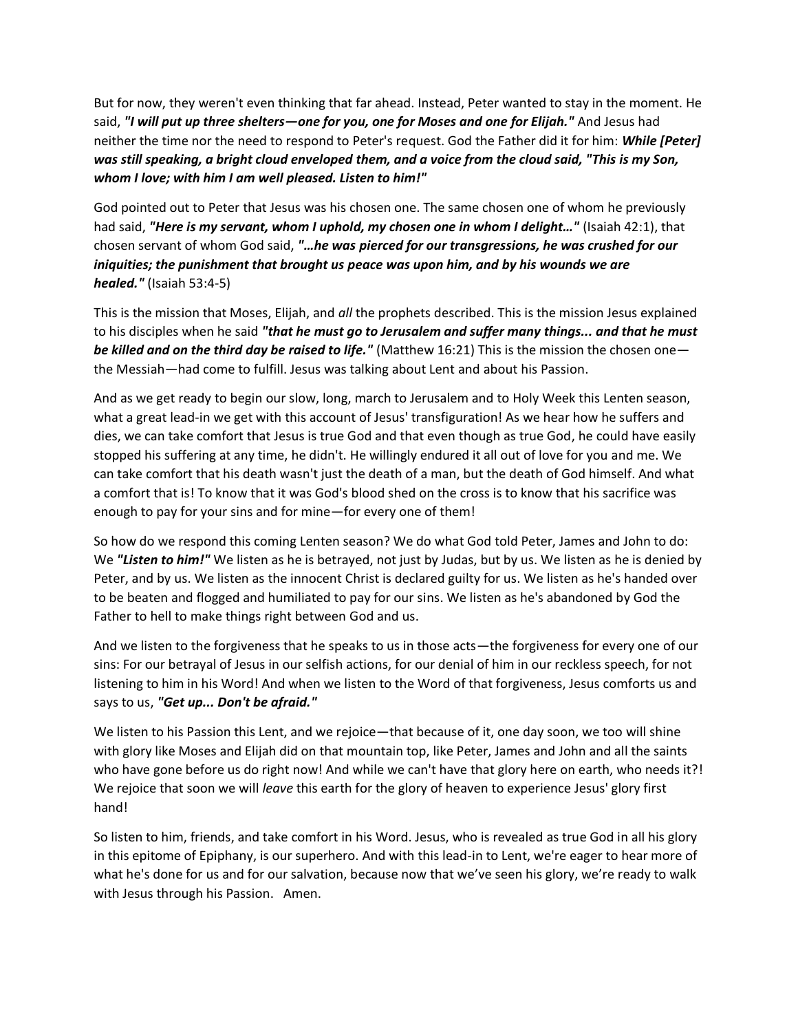But for now, they weren't even thinking that far ahead. Instead, Peter wanted to stay in the moment. He said, ***"I will put up three shelters—one for you, one for Moses and one for Elijah."*** And Jesus had neither the time nor the need to respond to Peter's request. God the Father did it for him: ***While [Peter] was still speaking, a bright cloud enveloped them, and a voice from the cloud said, "This is my Son, whom I love; with him I am well pleased. Listen to him!"***

God pointed out to Peter that Jesus was his chosen one. The same chosen one of whom he previously had said, ***"Here is my servant, whom I uphold, my chosen one in whom I delight…"*** (Isaiah 42:1), that chosen servant of whom God said, ***"…he was pierced for our transgressions, he was crushed for our iniquities; the punishment that brought us peace was upon him, and by his wounds we are healed."*** (Isaiah 53:4-5)

This is the mission that Moses, Elijah, and *all* the prophets described. This is the mission Jesus explained to his disciples when he said ***"that he must go to Jerusalem and suffer many things... and that he must be killed and on the third day be raised to life."*** (Matthew 16:21) This is the mission the chosen one—the Messiah—had come to fulfill. Jesus was talking about Lent and about his Passion.

And as we get ready to begin our slow, long, march to Jerusalem and to Holy Week this Lenten season, what a great lead-in we get with this account of Jesus' transfiguration! As we hear how he suffers and dies, we can take comfort that Jesus is true God and that even though as true God, he could have easily stopped his suffering at any time, he didn't. He willingly endured it all out of love for you and me. We can take comfort that his death wasn't just the death of a man, but the death of God himself. And what a comfort that is! To know that it was God's blood shed on the cross is to know that his sacrifice was enough to pay for your sins and for mine—for every one of them!

So how do we respond this coming Lenten season? We do what God told Peter, James and John to do: We ***"Listen to him!"*** We listen as he is betrayed, not just by Judas, but by us. We listen as he is denied by Peter, and by us. We listen as the innocent Christ is declared guilty for us. We listen as he's handed over to be beaten and flogged and humiliated to pay for our sins. We listen as he's abandoned by God the Father to hell to make things right between God and us.

And we listen to the forgiveness that he speaks to us in those acts—the forgiveness for every one of our sins: For our betrayal of Jesus in our selfish actions, for our denial of him in our reckless speech, for not listening to him in his Word! And when we listen to the Word of that forgiveness, Jesus comforts us and says to us, ***"Get up... Don't be afraid."***

We listen to his Passion this Lent, and we rejoice—that because of it, one day soon, we too will shine with glory like Moses and Elijah did on that mountain top, like Peter, James and John and all the saints who have gone before us do right now! And while we can't have that glory here on earth, who needs it?! We rejoice that soon we will *leave* this earth for the glory of heaven to experience Jesus' glory first hand!

So listen to him, friends, and take comfort in his Word. Jesus, who is revealed as true God in all his glory in this epitome of Epiphany, is our superhero. And with this lead-in to Lent, we're eager to hear more of what he's done for us and for our salvation, because now that we've seen his glory, we're ready to walk with Jesus through his Passion. Amen.